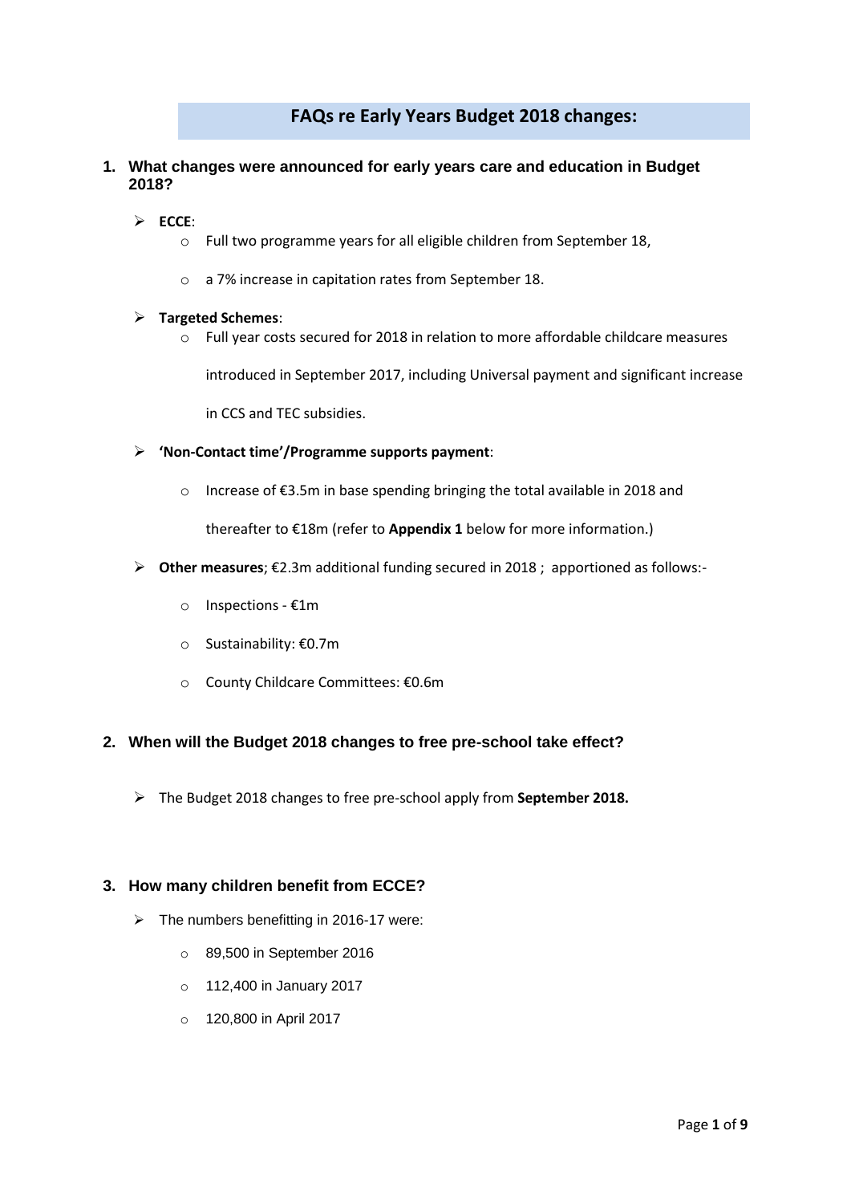# FAQs re Early Years Budget 2018 changes:

## 1. What changes were announced for early years care and education in Budget 2018?

- **ECCE**:
  - Full two programme years for all eligible children from September 18,
  - a 7% increase in capitation rates from September 18.
- **Targeted Schemes**:
  - Full year costs secured for 2018 in relation to more affordable childcare measures introduced in September 2017, including Universal payment and significant increase in CCS and TEC subsidies.
- **'Non-Contact time'/Programme supports payment**:
  - Increase of €3.5m in base spending bringing the total available in 2018 and thereafter to €18m (refer to **Appendix 1** below for more information.)
- **Other measures**; €2.3m additional funding secured in 2018 ; apportioned as follows:-
  - Inspections - €1m
  - Sustainability: €0.7m
  - County Childcare Committees: €0.6m

## 2. When will the Budget 2018 changes to free pre-school take effect?

- The Budget 2018 changes to free pre-school apply from **September 2018.**

## 3. How many children benefit from ECCE?

- The numbers benefitting in 2016-17 were:
  - 89,500 in September 2016
  - 112,400 in January 2017
  - 120,800 in April 2017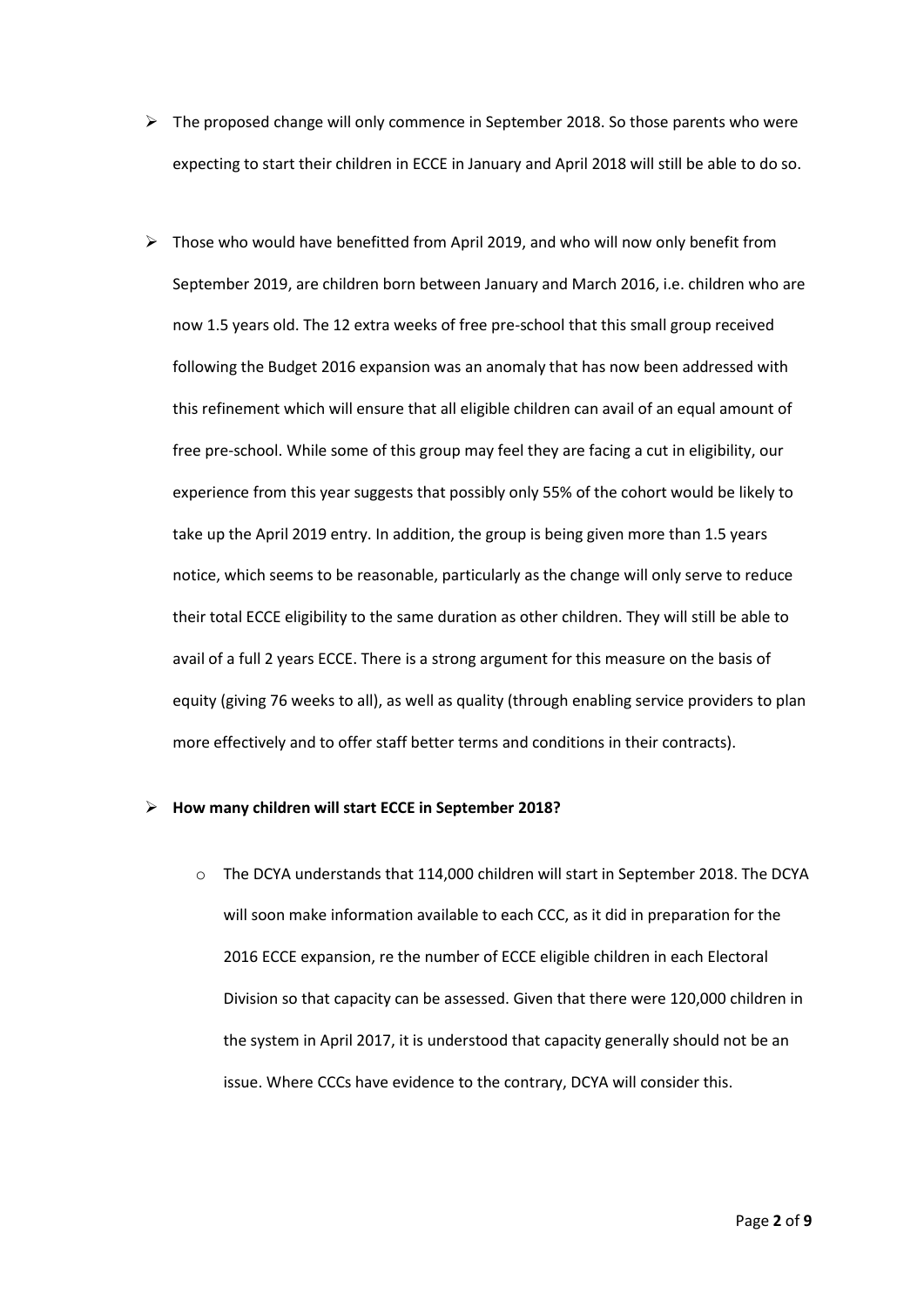- The proposed change will only commence in September 2018. So those parents who were expecting to start their children in ECCE in January and April 2018 will still be able to do so.

- Those who would have benefitted from April 2019, and who will now only benefit from September 2019, are children born between January and March 2016, i.e. children who are now 1.5 years old. The 12 extra weeks of free pre-school that this small group received following the Budget 2016 expansion was an anomaly that has now been addressed with this refinement which will ensure that all eligible children can avail of an equal amount of free pre-school. While some of this group may feel they are facing a cut in eligibility, our experience from this year suggests that possibly only 55% of the cohort would be likely to take up the April 2019 entry. In addition, the group is being given more than 1.5 years notice, which seems to be reasonable, particularly as the change will only serve to reduce their total ECCE eligibility to the same duration as other children. They will still be able to avail of a full 2 years ECCE. There is a strong argument for this measure on the basis of equity (giving 76 weeks to all), as well as quality (through enabling service providers to plan more effectively and to offer staff better terms and conditions in their contracts).

- **How many children will start ECCE in September 2018?**

  - The DCYA understands that 114,000 children will start in September 2018. The DCYA will soon make information available to each CCC, as it did in preparation for the 2016 ECCE expansion, re the number of ECCE eligible children in each Electoral Division so that capacity can be assessed. Given that there were 120,000 children in the system in April 2017, it is understood that capacity generally should not be an issue. Where CCCs have evidence to the contrary, DCYA will consider this.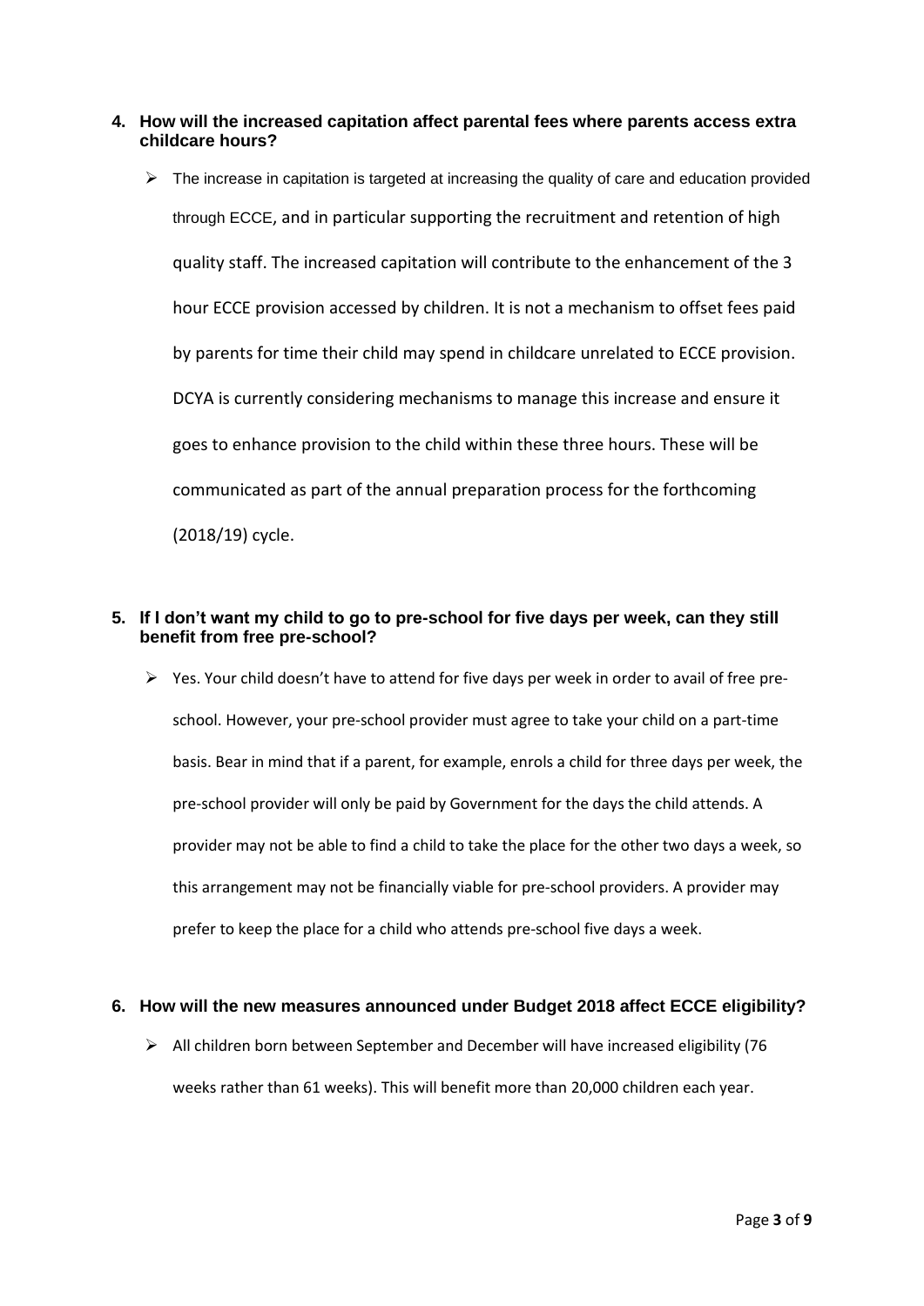**4. How will the increased capitation affect parental fees where parents access extra childcare hours?**

- The increase in capitation is targeted at increasing the quality of care and education provided through ECCE, and in particular supporting the recruitment and retention of high quality staff. The increased capitation will contribute to the enhancement of the 3 hour ECCE provision accessed by children. It is not a mechanism to offset fees paid by parents for time their child may spend in childcare unrelated to ECCE provision. DCYA is currently considering mechanisms to manage this increase and ensure it goes to enhance provision to the child within these three hours. These will be communicated as part of the annual preparation process for the forthcoming (2018/19) cycle.

**5. If I don't want my child to go to pre-school for five days per week, can they still benefit from free pre-school?**

- Yes. Your child doesn't have to attend for five days per week in order to avail of free pre-school. However, your pre-school provider must agree to take your child on a part-time basis. Bear in mind that if a parent, for example, enrols a child for three days per week, the pre-school provider will only be paid by Government for the days the child attends. A provider may not be able to find a child to take the place for the other two days a week, so this arrangement may not be financially viable for pre-school providers. A provider may prefer to keep the place for a child who attends pre-school five days a week.

**6. How will the new measures announced under Budget 2018 affect ECCE eligibility?**

- All children born between September and December will have increased eligibility (76 weeks rather than 61 weeks). This will benefit more than 20,000 children each year.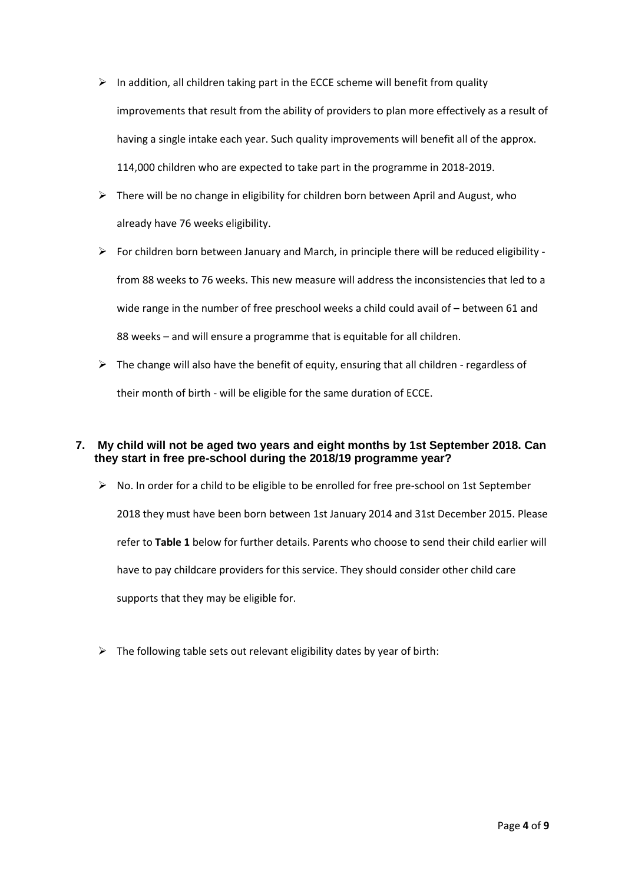- In addition, all children taking part in the ECCE scheme will benefit from quality improvements that result from the ability of providers to plan more effectively as a result of having a single intake each year. Such quality improvements will benefit all of the approx. 114,000 children who are expected to take part in the programme in 2018-2019.
- There will be no change in eligibility for children born between April and August, who already have 76 weeks eligibility.
- For children born between January and March, in principle there will be reduced eligibility - from 88 weeks to 76 weeks. This new measure will address the inconsistencies that led to a wide range in the number of free preschool weeks a child could avail of – between 61 and 88 weeks – and will ensure a programme that is equitable for all children.
- The change will also have the benefit of equity, ensuring that all children - regardless of their month of birth - will be eligible for the same duration of ECCE.

## 7. My child will not be aged two years and eight months by 1st September 2018. Can they start in free pre-school during the 2018/19 programme year?

- No. In order for a child to be eligible to be enrolled for free pre-school on 1st September 2018 they must have been born between 1st January 2014 and 31st December 2015. Please refer to **Table 1** below for further details. Parents who choose to send their child earlier will have to pay childcare providers for this service. They should consider other child care supports that they may be eligible for.

- The following table sets out relevant eligibility dates by year of birth: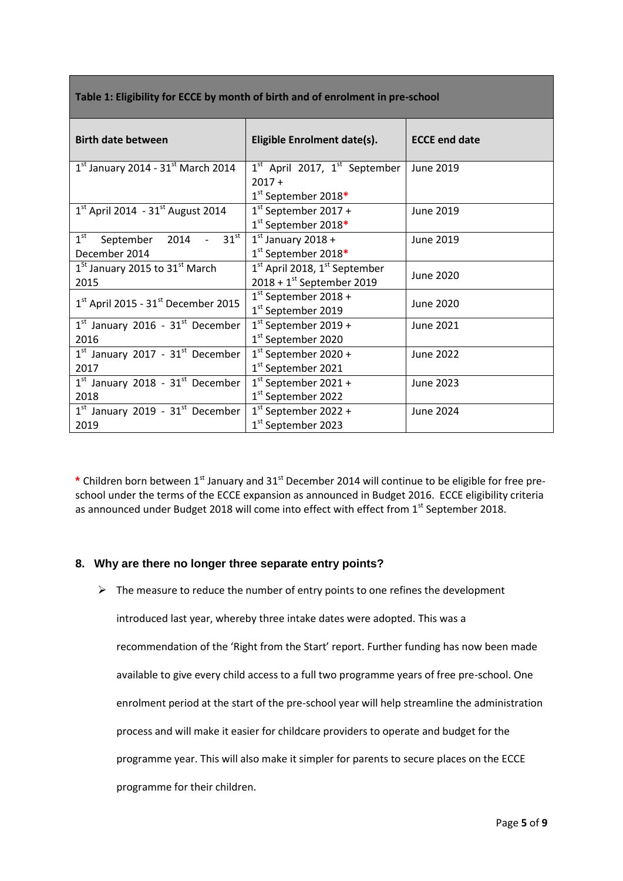| **Table 1: Eligibility for ECCE by month of birth and of enrolment in pre-school** | | |
|---|---|---|
| **Birth date between** | **Eligible Enrolment date(s).** | **ECCE end date** |
| 1st January 2014 - 31st March 2014 | 1st April 2017, 1st September 2017 + 1st September 2018* | June 2019 |
| 1st April 2014 - 31st August 2014 | 1st September 2017 + 1st September 2018* | June 2019 |
| 1st September 2014 - 31st December 2014 | 1st January 2018 + 1st September 2018* | June 2019 |
| 1st January 2015 to 31st March 2015 | 1st April 2018, 1st September 2018 + 1st September 2019 | June 2020 |
| 1st April 2015 - 31st December 2015 | 1st September 2018 + 1st September 2019 | June 2020 |
| 1st January 2016 - 31st December 2016 | 1st September 2019 + 1st September 2020 | June 2021 |
| 1st January 2017 - 31st December 2017 | 1st September 2020 + 1st September 2021 | June 2022 |
| 1st January 2018 - 31st December 2018 | 1st September 2021 + 1st September 2022 | June 2023 |
| 1st January 2019 - 31st December 2019 | 1st September 2022 + 1st September 2023 | June 2024 |

* Children born between 1st January and 31st December 2014 will continue to be eligible for free pre-school under the terms of the ECCE expansion as announced in Budget 2016. ECCE eligibility criteria as announced under Budget 2018 will come into effect with effect from 1st September 2018.

### 8. Why are there no longer three separate entry points?

- The measure to reduce the number of entry points to one refines the development introduced last year, whereby three intake dates were adopted. This was a recommendation of the 'Right from the Start' report. Further funding has now been made available to give every child access to a full two programme years of free pre-school. One enrolment period at the start of the pre-school year will help streamline the administration process and will make it easier for childcare providers to operate and budget for the programme year. This will also make it simpler for parents to secure places on the ECCE programme for their children.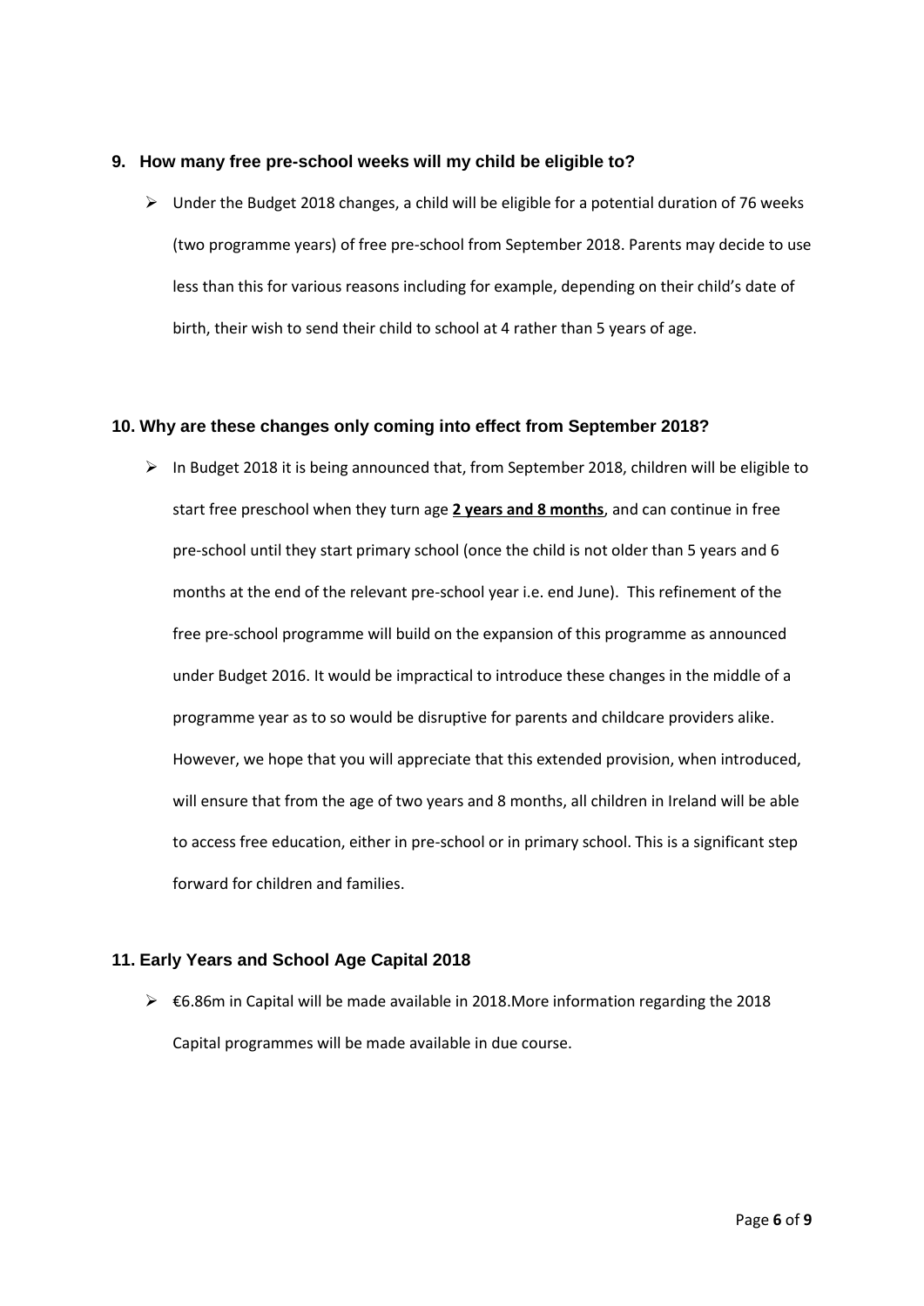### 9. How many free pre-school weeks will my child be eligible to?

- Under the Budget 2018 changes, a child will be eligible for a potential duration of 76 weeks (two programme years) of free pre-school from September 2018. Parents may decide to use less than this for various reasons including for example, depending on their child's date of birth, their wish to send their child to school at 4 rather than 5 years of age.

### 10. Why are these changes only coming into effect from September 2018?

- In Budget 2018 it is being announced that, from September 2018, children will be eligible to start free preschool when they turn age **2 years and 8 months**, and can continue in free pre-school until they start primary school (once the child is not older than 5 years and 6 months at the end of the relevant pre-school year i.e. end June). This refinement of the free pre-school programme will build on the expansion of this programme as announced under Budget 2016. It would be impractical to introduce these changes in the middle of a programme year as to so would be disruptive for parents and childcare providers alike. However, we hope that you will appreciate that this extended provision, when introduced, will ensure that from the age of two years and 8 months, all children in Ireland will be able to access free education, either in pre-school or in primary school. This is a significant step forward for children and families.

### 11. Early Years and School Age Capital 2018

- €6.86m in Capital will be made available in 2018.More information regarding the 2018 Capital programmes will be made available in due course.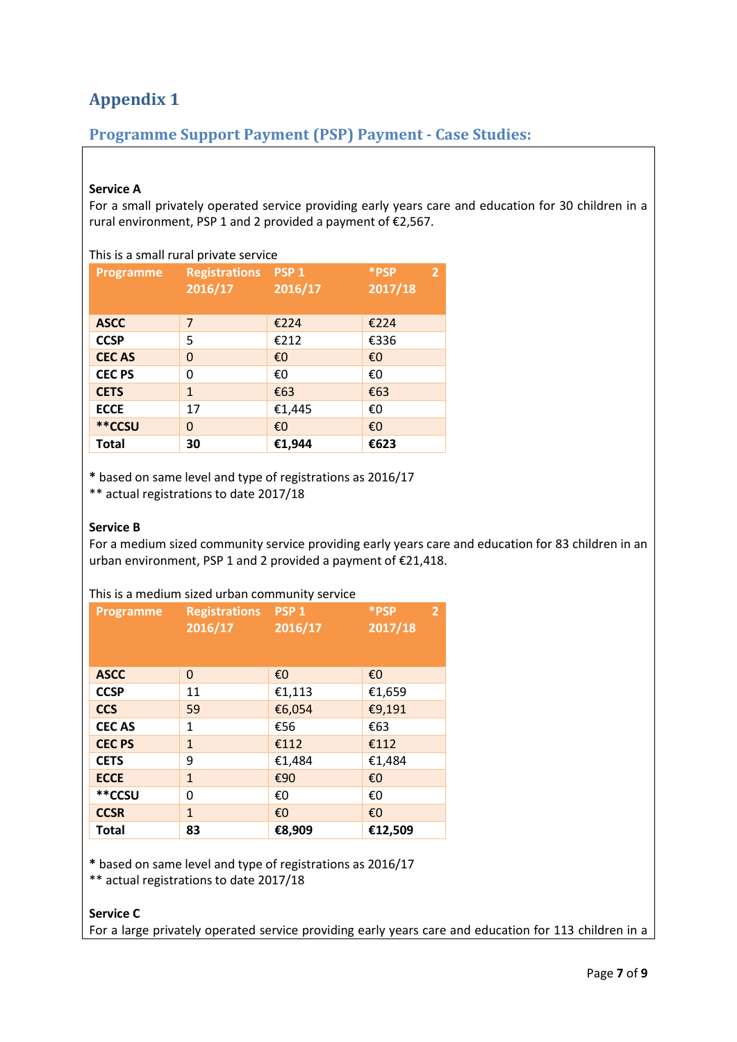# Appendix 1

## Programme Support Payment (PSP) Payment - Case Studies:

**Service A**

For a small privately operated service providing early years care and education for 30 children in a rural environment, PSP 1 and 2 provided a payment of €2,567.

This is a small rural private service

| Programme | Registrations 2016/17 | PSP 1 2016/17 | *PSP 2 2017/18 |
|---|---|---|---|
| **ASCC** | 7 | €224 | €224 |
| **CCSP** | 5 | €212 | €336 |
| **CEC AS** | 0 | €0 | €0 |
| **CEC PS** | 0 | €0 | €0 |
| **CETS** | 1 | €63 | €63 |
| **ECCE** | 17 | €1,445 | €0 |
| **\*\*CCSU** | 0 | €0 | €0 |
| **Total** | **30** | **€1,944** | **€623** |

**\*** based on same level and type of registrations as 2016/17
** actual registrations to date 2017/18

**Service B**

For a medium sized community service providing early years care and education for 83 children in an urban environment, PSP 1 and 2 provided a payment of €21,418.

This is a medium sized urban community service

| Programme | Registrations 2016/17 | PSP 1 2016/17 | *PSP 2 2017/18 |
|---|---|---|---|
| **ASCC** | 0 | €0 | €0 |
| **CCSP** | 11 | €1,113 | €1,659 |
| **CCS** | 59 | €6,054 | €9,191 |
| **CEC AS** | 1 | €56 | €63 |
| **CEC PS** | 1 | €112 | €112 |
| **CETS** | 9 | €1,484 | €1,484 |
| **ECCE** | 1 | €90 | €0 |
| **\*\*CCSU** | 0 | €0 | €0 |
| **CCSR** | 1 | €0 | €0 |
| **Total** | **83** | **€8,909** | **€12,509** |

**\*** based on same level and type of registrations as 2016/17
** actual registrations to date 2017/18

**Service C**

For a large privately operated service providing early years care and education for 113 children in a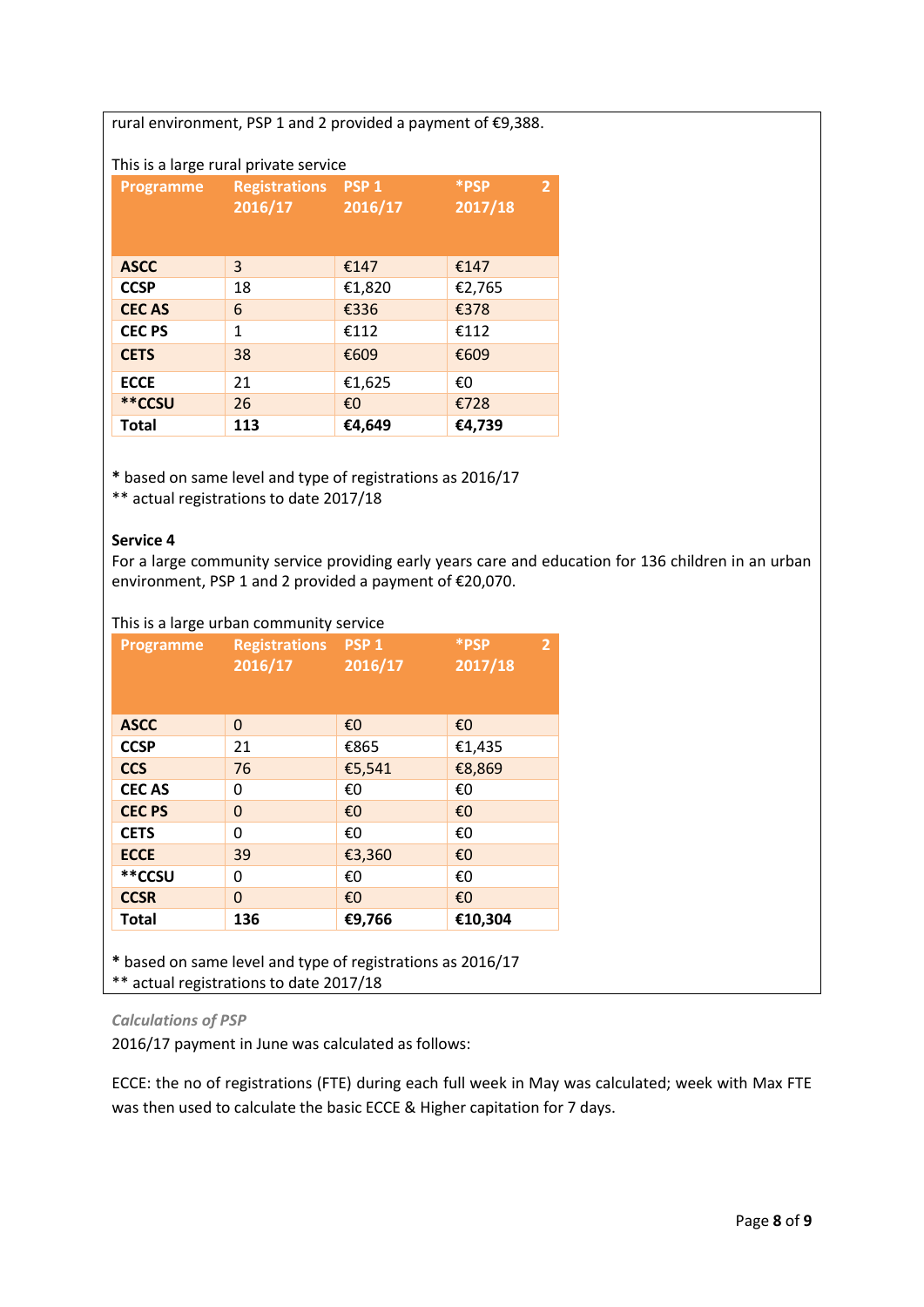rural environment, PSP 1 and 2 provided a payment of €9,388.

This is a large rural private service

| Programme | Registrations 2016/17 | PSP 1 2016/17 | *PSP 2 2017/18 |
|---|---|---|---|
| **ASCC** | 3 | €147 | €147 |
| **CCSP** | 18 | €1,820 | €2,765 |
| **CEC AS** | 6 | €336 | €378 |
| **CEC PS** | 1 | €112 | €112 |
| **CETS** | 38 | €609 | €609 |
| **ECCE** | 21 | €1,625 | €0 |
| **\*\*CCSU** | 26 | €0 | €728 |
| **Total** | **113** | **€4,649** | **€4,739** |

**\*** based on same level and type of registrations as 2016/17
** actual registrations to date 2017/18

**Service 4**
For a large community service providing early years care and education for 136 children in an urban environment, PSP 1 and 2 provided a payment of €20,070.

This is a large urban community service

| Programme | Registrations 2016/17 | PSP 1 2016/17 | *PSP 2 2017/18 |
|---|---|---|---|
| **ASCC** | 0 | €0 | €0 |
| **CCSP** | 21 | €865 | €1,435 |
| **CCS** | 76 | €5,541 | €8,869 |
| **CEC AS** | 0 | €0 | €0 |
| **CEC PS** | 0 | €0 | €0 |
| **CETS** | 0 | €0 | €0 |
| **ECCE** | 39 | €3,360 | €0 |
| **\*\*CCSU** | 0 | €0 | €0 |
| **CCSR** | 0 | €0 | €0 |
| **Total** | **136** | **€9,766** | **€10,304** |

**\*** based on same level and type of registrations as 2016/17
** actual registrations to date 2017/18

*Calculations of PSP*

2016/17 payment in June was calculated as follows:

ECCE: the no of registrations (FTE) during each full week in May was calculated; week with Max FTE was then used to calculate the basic ECCE & Higher capitation for 7 days.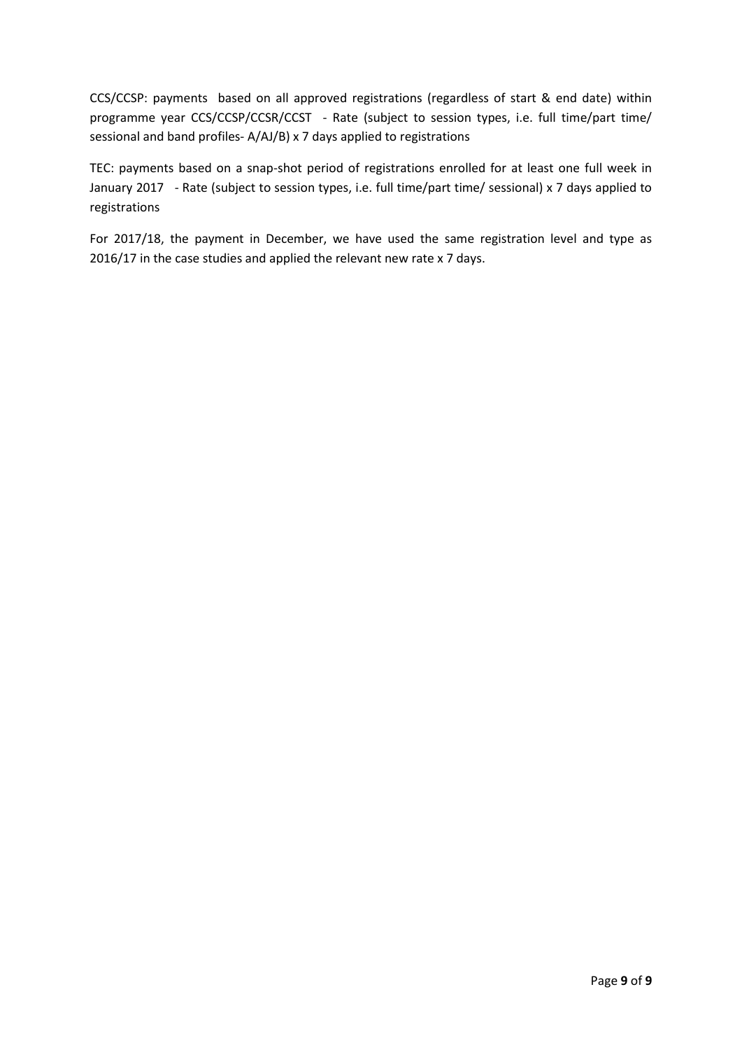CCS/CCSP: payments based on all approved registrations (regardless of start & end date) within programme year CCS/CCSP/CCSR/CCST - Rate (subject to session types, i.e. full time/part time/ sessional and band profiles- A/AJ/B) x 7 days applied to registrations

TEC: payments based on a snap-shot period of registrations enrolled for at least one full week in January 2017 - Rate (subject to session types, i.e. full time/part time/ sessional) x 7 days applied to registrations

For 2017/18, the payment in December, we have used the same registration level and type as 2016/17 in the case studies and applied the relevant new rate x 7 days.